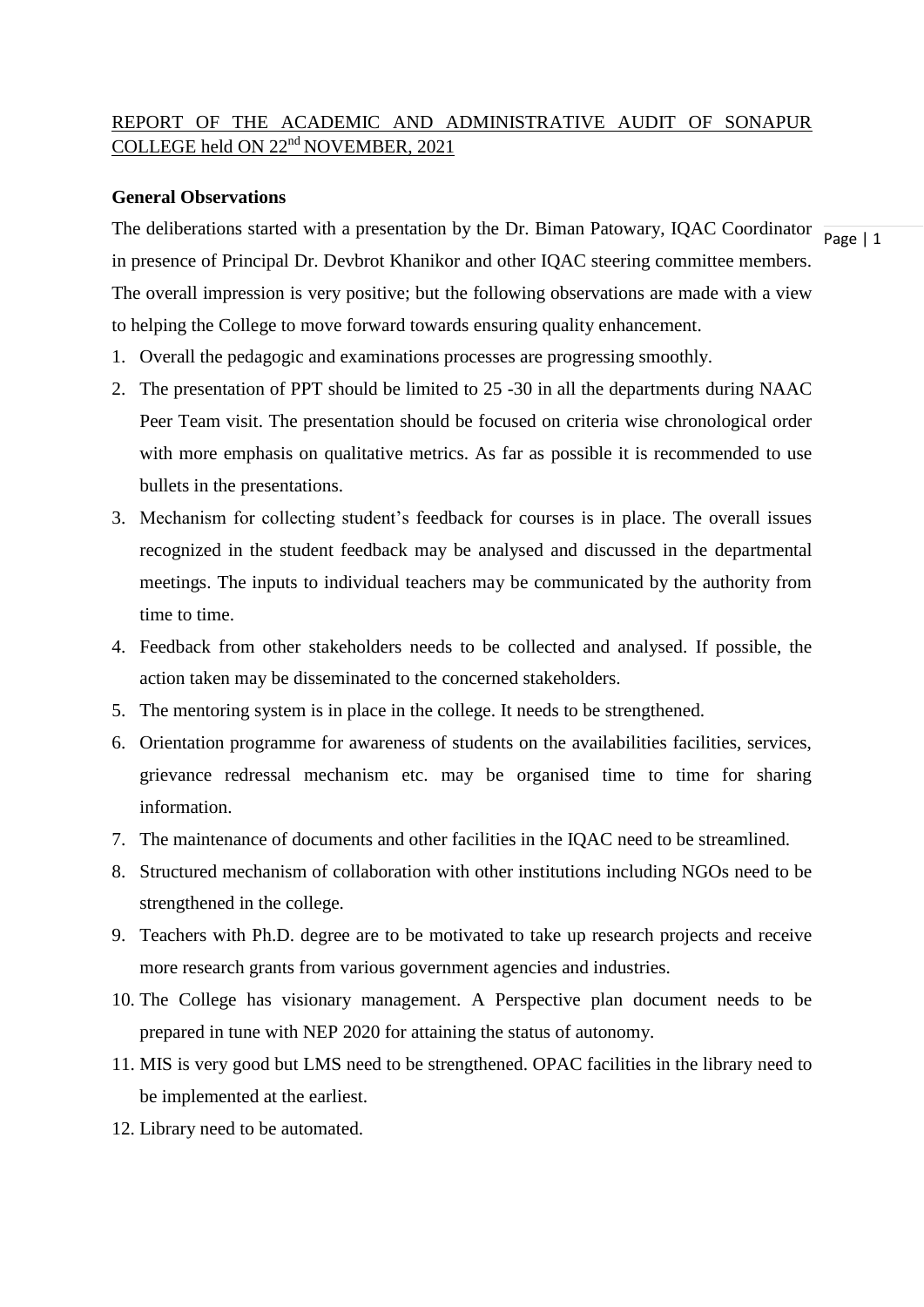REPORT OF THE ACADEMIC AND ADMINISTRATIVE AUDIT OF SONAPUR COLLEGE held ON 22nd NOVEMBER, 2021

**General Observations**

The deliberations started with a presentation by the Dr. Biman Patowary, IQAC Coordinator in presence of Principal Dr. Devbrot Khanikor and other IQAC steering committee members. The overall impression is very positive; but the following observations are made with a view to helping the College to move forward towards ensuring quality enhancement.

1. Overall the pedagogic and examinations processes are progressing smoothly.
2. The presentation of PPT should be limited to 25 -30 in all the departments during NAAC Peer Team visit. The presentation should be focused on criteria wise chronological order with more emphasis on qualitative metrics. As far as possible it is recommended to use bullets in the presentations.
3. Mechanism for collecting student's feedback for courses is in place. The overall issues recognized in the student feedback may be analysed and discussed in the departmental meetings. The inputs to individual teachers may be communicated by the authority from time to time.
4. Feedback from other stakeholders needs to be collected and analysed. If possible, the action taken may be disseminated to the concerned stakeholders.
5. The mentoring system is in place in the college. It needs to be strengthened.
6. Orientation programme for awareness of students on the availabilities facilities, services, grievance redressal mechanism etc. may be organised time to time for sharing information.
7. The maintenance of documents and other facilities in the IQAC need to be streamlined.
8. Structured mechanism of collaboration with other institutions including NGOs need to be strengthened in the college.
9. Teachers with Ph.D. degree are to be motivated to take up research projects and receive more research grants from various government agencies and industries.
10. The College has visionary management. A Perspective plan document needs to be prepared in tune with NEP 2020 for attaining the status of autonomy.
11. MIS is very good but LMS need to be strengthened. OPAC facilities in the library need to be implemented at the earliest.
12. Library need to be automated.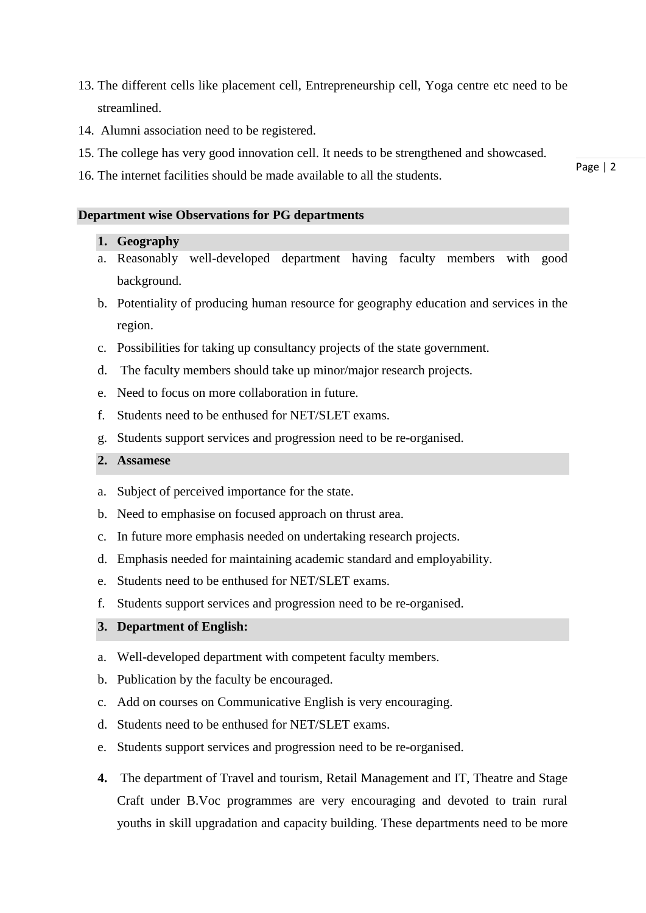13. The different cells like placement cell, Entrepreneurship cell, Yoga centre etc need to be streamlined.
14. Alumni association need to be registered.
15. The college has very good innovation cell. It needs to be strengthened and showcased.
16. The internet facilities should be made available to all the students.

**Department wise Observations for PG departments**

**1. Geography**

a. Reasonably well-developed department having faculty members with good background.
b. Potentiality of producing human resource for geography education and services in the region.
c. Possibilities for taking up consultancy projects of the state government.
d. The faculty members should take up minor/major research projects.
e. Need to focus on more collaboration in future.
f. Students need to be enthused for NET/SLET exams.
g. Students support services and progression need to be re-organised.

**2. Assamese**

a. Subject of perceived importance for the state.
b. Need to emphasise on focused approach on thrust area.
c. In future more emphasis needed on undertaking research projects.
d. Emphasis needed for maintaining academic standard and employability.
e. Students need to be enthused for NET/SLET exams.
f. Students support services and progression need to be re-organised.

**3. Department of English:**

a. Well-developed department with competent faculty members.
b. Publication by the faculty be encouraged.
c. Add on courses on Communicative English is very encouraging.
d. Students need to be enthused for NET/SLET exams.
e. Students support services and progression need to be re-organised.

**4.** The department of Travel and tourism, Retail Management and IT, Theatre and Stage Craft under B.Voc programmes are very encouraging and devoted to train rural youths in skill upgradation and capacity building. These departments need to be more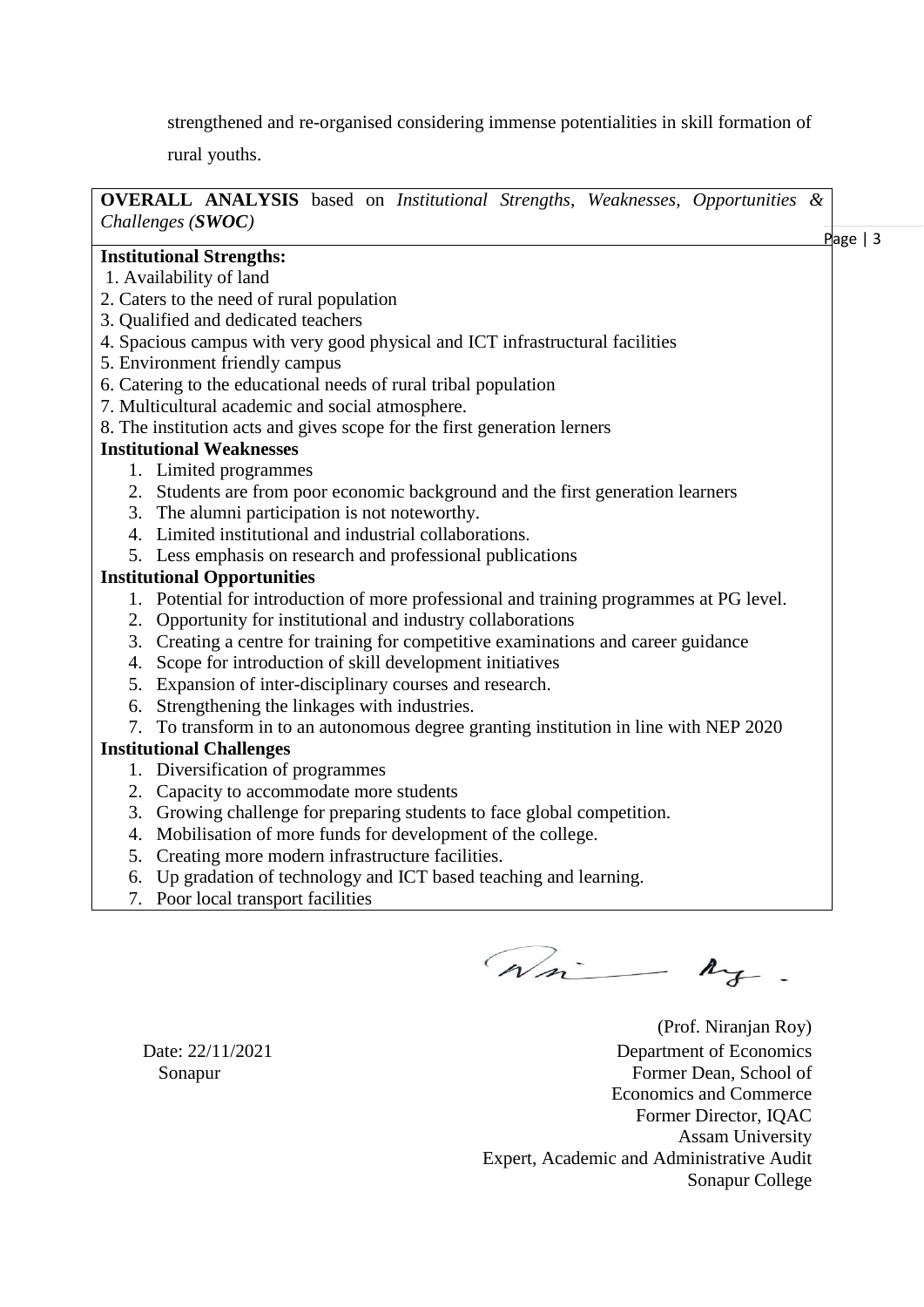strengthened and re-organised considering immense potentialities in skill formation of rural youths.

**OVERALL ANALYSIS** based on *Institutional Strengths, Weaknesses, Opportunities & Challenges (**SWOC**)*

**Institutional Strengths:**

1. Availability of land
2. Caters to the need of rural population
3. Qualified and dedicated teachers
4. Spacious campus with very good physical and ICT infrastructural facilities
5. Environment friendly campus
6. Catering to the educational needs of rural tribal population
7. Multicultural academic and social atmosphere.
8. The institution acts and gives scope for the first generation lerners

**Institutional Weaknesses**

1. Limited programmes
2. Students are from poor economic background and the first generation learners
3. The alumni participation is not noteworthy.
4. Limited institutional and industrial collaborations.
5. Less emphasis on research and professional publications

**Institutional Opportunities**

1. Potential for introduction of more professional and training programmes at PG level.
2. Opportunity for institutional and industry collaborations
3. Creating a centre for training for competitive examinations and career guidance
4. Scope for introduction of skill development initiatives
5. Expansion of inter-disciplinary courses and research.
6. Strengthening the linkages with industries.
7. To transform in to an autonomous degree granting institution in line with NEP 2020

**Institutional Challenges**

1. Diversification of programmes
2. Capacity to accommodate more students
3. Growing challenge for preparing students to face global competition.
4. Mobilisation of more funds for development of the college.
5. Creating more modern infrastructure facilities.
6. Up gradation of technology and ICT based teaching and learning.
7. Poor local transport facilities

Date: 22/11/2021
Sonapur

(Prof. Niranjan Roy)
Department of Economics
Former Dean, School of
Economics and Commerce
Former Director, IQAC
Assam University
Expert, Academic and Administrative Audit
Sonapur College